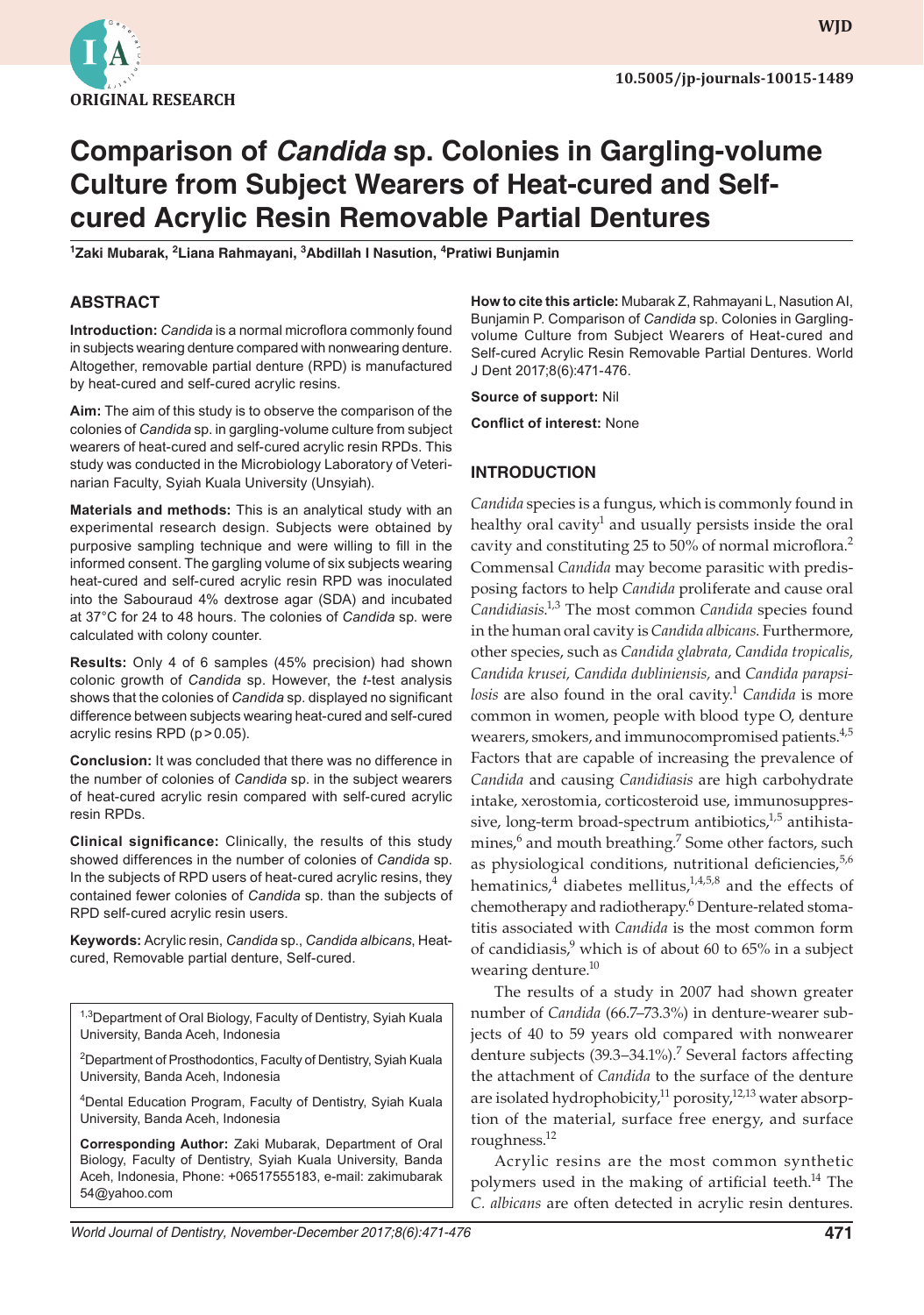ORIGINAL RESEARCH

10.5005/jp-journals-10015-1489

# Comparison of *Candida* sp. Colonies in Gargling-volume Culture from Subject Wearers of Heat-cured and Self-cured Acrylic Resin Removable Partial Dentures

[1]Zaki Mubarak, [2]Liana Rahmayani, [3]Abdillah I Nasution, [4]Pratiwi Bunjamin

## ABSTRACT

**Introduction:** *Candida* is a normal microflora commonly found in subjects wearing denture compared with nonwearing denture. Altogether, removable partial denture (RPD) is manufactured by heat-cured and self-cured acrylic resins.

**Aim:** The aim of this study is to observe the comparison of the colonies of *Candida* sp. in gargling-volume culture from subject wearers of heat-cured and self-cured acrylic resin RPDs. This study was conducted in the Microbiology Laboratory of Veterinarian Faculty, Syiah Kuala University (Unsyiah).

**Materials and methods:** This is an analytical study with an experimental research design. Subjects were obtained by purposive sampling technique and were willing to fill in the informed consent. The gargling volume of six subjects wearing heat-cured and self-cured acrylic resin RPD was inoculated into the Sabouraud 4% dextrose agar (SDA) and incubated at 37°C for 24 to 48 hours. The colonies of *Candida* sp. were calculated with colony counter.

**Results:** Only 4 of 6 samples (45% precision) had shown colonic growth of *Candida* sp. However, the *t*-test analysis shows that the colonies of *Candida* sp. displayed no significant difference between subjects wearing heat-cured and self-cured acrylic resins RPD ($p > 0.05$).

**Conclusion:** It was concluded that there was no difference in the number of colonies of *Candida* sp. in the subject wearers of heat-cured acrylic resin compared with self-cured acrylic resin RPDs.

**Clinical significance:** Clinically, the results of this study showed differences in the number of colonies of *Candida* sp. In the subjects of RPD users of heat-cured acrylic resins, they contained fewer colonies of *Candida* sp. than the subjects of RPD self-cured acrylic resin users.

**Keywords:** Acrylic resin, *Candida* sp., *Candida albicans*, Heat-cured, Removable partial denture, Self-cured.

[1,3]Department of Oral Biology, Faculty of Dentistry, Syiah Kuala University, Banda Aceh, Indonesia

[2]Department of Prosthodontics, Faculty of Dentistry, Syiah Kuala University, Banda Aceh, Indonesia

[4]Dental Education Program, Faculty of Dentistry, Syiah Kuala University, Banda Aceh, Indonesia

**Corresponding Author:** Zaki Mubarak, Department of Oral Biology, Faculty of Dentistry, Syiah Kuala University, Banda Aceh, Indonesia, Phone: +06517555183, e-mail: zakimubarak 54@yahoo.com

**How to cite this article:** Mubarak Z, Rahmayani L, Nasution AI, Bunjamin P. Comparison of *Candida* sp. Colonies in Gargling-volume Culture from Subject Wearers of Heat-cured and Self-cured Acrylic Resin Removable Partial Dentures. World J Dent 2017;8(6):471-476.

**Source of support:** Nil

**Conflict of interest:** None

## INTRODUCTION

*Candida* species is a fungus, which is commonly found in healthy oral cavity[1] and usually persists inside the oral cavity and constituting 25 to 50% of normal microflora.[2] Commensal *Candida* may become parasitic with predisposing factors to help *Candida* proliferate and cause oral *Candidiasis*.[1,3] The most common *Candida* species found in the human oral cavity is *Candida albicans*. Furthermore, other species, such as *Candida glabrata, Candida tropicalis, Candida krusei, Candida dubliniensis,* and *Candida parapsilosis* are also found in the oral cavity.[1] *Candida* is more common in women, people with blood type O, denture wearers, smokers, and immunocompromised patients.[4,5] Factors that are capable of increasing the prevalence of *Candida* and causing *Candidiasis* are high carbohydrate intake, xerostomia, corticosteroid use, immunosuppressive, long-term broad-spectrum antibiotics,[1,5] antihistamines,[6] and mouth breathing.[7] Some other factors, such as physiological conditions, nutritional deficiencies,[5,6] hematinics,[4] diabetes mellitus,[1,4,5,8] and the effects of chemotherapy and radiotherapy.[6] Denture-related stomatitis associated with *Candida* is the most common form of candidiasis,[9] which is of about 60 to 65% in a subject wearing denture.[10]

The results of a study in 2007 had shown greater number of *Candida* (66.7–73.3%) in denture-wearer subjects of 40 to 59 years old compared with nonwearer denture subjects (39.3–34.1%).[7] Several factors affecting the attachment of *Candida* to the surface of the denture are isolated hydrophobicity,[11] porosity,[12,13] water absorption of the material, surface free energy, and surface roughness.[12]

Acrylic resins are the most common synthetic polymers used in the making of artificial teeth.[14] The *C. albicans* are often detected in acrylic resin dentures.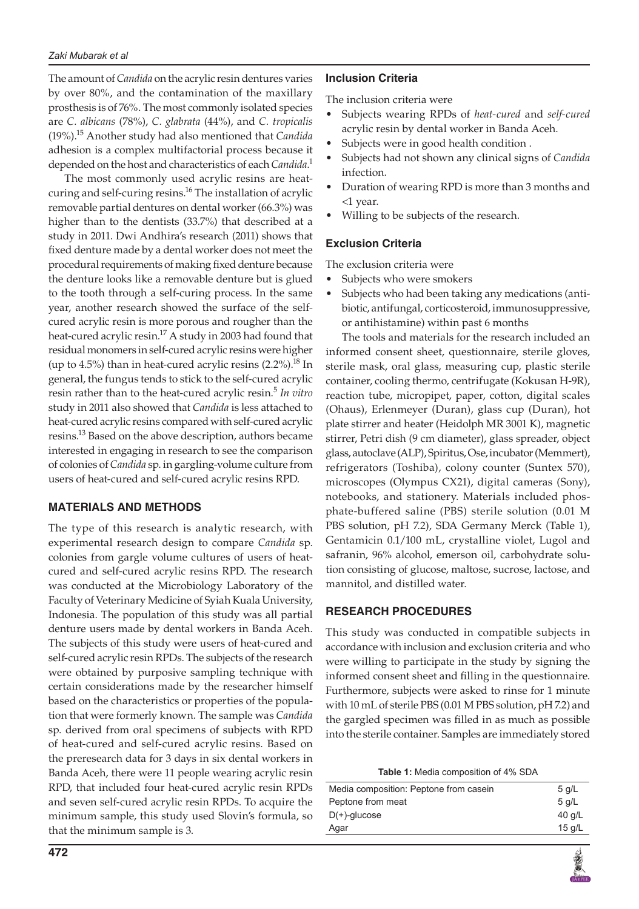The amount of *Candida* on the acrylic resin dentures varies by over 80%, and the contamination of the maxillary prosthesis is of 76%. The most commonly isolated species are *C. albicans* (78%), *C. glabrata* (44%), and *C. tropicalis* (19%).[15] Another study had also mentioned that *Candida* adhesion is a complex multifactorial process because it depended on the host and characteristics of each *Candida*.[1]

The most commonly used acrylic resins are heat-curing and self-curing resins.[16] The installation of acrylic removable partial dentures on dental worker (66.3%) was higher than to the dentists (33.7%) that described at a study in 2011. Dwi Andhira's research (2011) shows that fixed denture made by a dental worker does not meet the procedural requirements of making fixed denture because the denture looks like a removable denture but is glued to the tooth through a self-curing process. In the same year, another research showed the surface of the self-cured acrylic resin is more porous and rougher than the heat-cured acrylic resin.[17] A study in 2003 had found that residual monomers in self-cured acrylic resins were higher (up to 4.5%) than in heat-cured acrylic resins (2.2%).[18] In general, the fungus tends to stick to the self-cured acrylic resin rather than to the heat-cured acrylic resin.[5] *In vitro* study in 2011 also showed that *Candida* is less attached to heat-cured acrylic resins compared with self-cured acrylic resins.[13] Based on the above description, authors became interested in engaging in research to see the comparison of colonies of *Candida* sp. in gargling-volume culture from users of heat-cured and self-cured acrylic resins RPD.

## MATERIALS AND METHODS

The type of this research is analytic research, with experimental research design to compare *Candida* sp. colonies from gargle volume cultures of users of heat-cured and self-cured acrylic resins RPD. The research was conducted at the Microbiology Laboratory of the Faculty of Veterinary Medicine of Syiah Kuala University, Indonesia. The population of this study was all partial denture users made by dental workers in Banda Aceh. The subjects of this study were users of heat-cured and self-cured acrylic resin RPDs. The subjects of the research were obtained by purposive sampling technique with certain considerations made by the researcher himself based on the characteristics or properties of the population that were formerly known. The sample was *Candida* sp. derived from oral specimens of subjects with RPD of heat-cured and self-cured acrylic resins. Based on the preresearch data for 3 days in six dental workers in Banda Aceh, there were 11 people wearing acrylic resin RPD, that included four heat-cured acrylic resin RPDs and seven self-cured acrylic resin RPDs. To acquire the minimum sample, this study used Slovin's formula, so that the minimum sample is 3.

### Inclusion Criteria

The inclusion criteria were

- Subjects wearing RPDs of *heat-cured* and *self-cured* acrylic resin by dental worker in Banda Aceh.
- Subjects were in good health condition .
- Subjects had not shown any clinical signs of *Candida* infection.
- Duration of wearing RPD is more than 3 months and <1 year.
- Willing to be subjects of the research.

### Exclusion Criteria

The exclusion criteria were

- Subjects who were smokers
- Subjects who had been taking any medications (antibiotic, antifungal, corticosteroid, immunosuppressive, or antihistamine) within past 6 months

The tools and materials for the research included an informed consent sheet, questionnaire, sterile gloves, sterile mask, oral glass, measuring cup, plastic sterile container, cooling thermo, centrifugate (Kokusan H-9R), reaction tube, micropipet, paper, cotton, digital scales (Ohaus), Erlenmeyer (Duran), glass cup (Duran), hot plate stirrer and heater (Heidolph MR 3001 K), magnetic stirrer, Petri dish (9 cm diameter), glass spreader, object glass, autoclave (ALP), Spiritus, Ose, incubator (Memmert), refrigerators (Toshiba), colony counter (Suntex 570), microscopes (Olympus CX21), digital cameras (Sony), notebooks, and stationery. Materials included phosphate-buffered saline (PBS) sterile solution (0.01 M PBS solution, pH 7.2), SDA Germany Merck (Table 1), Gentamicin 0.1/100 mL, crystalline violet, Lugol and safranin, 96% alcohol, emerson oil, carbohydrate solution consisting of glucose, maltose, sucrose, lactose, and mannitol, and distilled water.

## RESEARCH PROCEDURES

This study was conducted in compatible subjects in accordance with inclusion and exclusion criteria and who were willing to participate in the study by signing the informed consent sheet and filling in the questionnaire. Furthermore, subjects were asked to rinse for 1 minute with 10 mL of sterile PBS (0.01 M PBS solution, pH 7.2) and the gargled specimen was filled in as much as possible into the sterile container. Samples are immediately stored

**Table 1:** Media composition of 4% SDA

| Media composition: Peptone from casein | 5 g/L |
|---|---|
| Peptone from meat | 5 g/L |
| D(+)-glucose | 40 g/L |
| Agar | 15 g/L |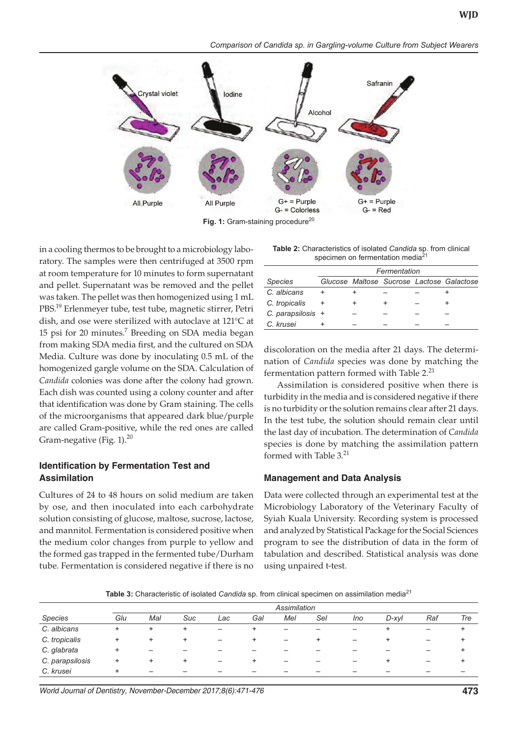Fig. 1: Gram-staining procedure[20]

in a cooling thermos to be brought to a microbiology laboratory. The samples were then centrifuged at 3500 rpm at room temperature for 10 minutes to form supernatant and pellet. Supernatant was be removed and the pellet was taken. The pellet was then homogenized using 1 mL PBS.[19] Erlenmeyer tube, test tube, magnetic stirrer, Petri dish, and ose were sterilized with autoclave at 121°C at 15 psi for 20 minutes.[7] Breeding on SDA media began from making SDA media first, and the cultured on SDA Media. Culture was done by inoculating 0.5 mL of the homogenized gargle volume on the SDA. Calculation of *Candida* colonies was done after the colony had grown. Each dish was counted using a colony counter and after that identification was done by Gram staining. The cells of the microorganisms that appeared dark blue/purple are called Gram-positive, while the red ones are called Gram-negative (Fig. 1).[20]

### Identification by Fermentation Test and Assimilation

Cultures of 24 to 48 hours on solid medium are taken by ose, and then inoculated into each carbohydrate solution consisting of glucose, maltose, sucrose, lactose, and mannitol. Fermentation is considered positive when the medium color changes from purple to yellow and the formed gas trapped in the fermented tube/Durham tube. Fermentation is considered negative if there is no discoloration on the media after 21 days. The determination of *Candida* species was done by matching the fermentation pattern formed with Table 2.[21]

**Table 2:** Characteristics of isolated *Candida* sp. from clinical specimen on fermentation media[21]

| | *Fermentation* | | | | |
|---|---|---|---|---|---|
| *Species* | *Glucose* | *Maltose* | *Sucrose* | *Lactose* | *Galactose* |
| *C. albicans* | + | + | – | – | + |
| *C. tropicalis* | + | + | + | – | + |
| *C. parapsilosis* | + | – | – | – | – |
| *C. krusei* | + | – | – | – | – |

Assimilation is considered positive when there is turbidity in the media and is considered negative if there is no turbidity or the solution remains clear after 21 days. In the test tube, the solution should remain clear until the last day of incubation. The determination of *Candida* species is done by matching the assimilation pattern formed with Table 3.[21]

### Management and Data Analysis

Data were collected through an experimental test at the Microbiology Laboratory of the Veterinary Faculty of Syiah Kuala University. Recording system is processed and analyzed by Statistical Package for the Social Sciences program to see the distribution of data in the form of tabulation and described. Statistical analysis was done using unpaired t-test.

**Table 3:** Characteristic of isolated *Candida* sp. from clinical specimen on assimilation media[21]

| | *Assimilation* | | | | | | | | | | |
|---|---|---|---|---|---|---|---|---|---|---|---|
| *Species* | *Glu* | *Mal* | *Suc* | *Lac* | *Gal* | *Mel* | *Sel* | *Ino* | *D-xyl* | *Raf* | *Tre* |
| *C. albicans* | + | + | + | – | + | – | – | – | + | – | + |
| *C. tropicalis* | + | + | + | – | + | – | + | – | + | – | + |
| *C. glabrata* | + | – | – | – | – | – | – | – | – | – | + |
| *C. parapsilosis* | + | + | + | – | + | – | – | – | + | – | + |
| *C. krusei* | + | – | – | – | – | – | – | – | – | – | – |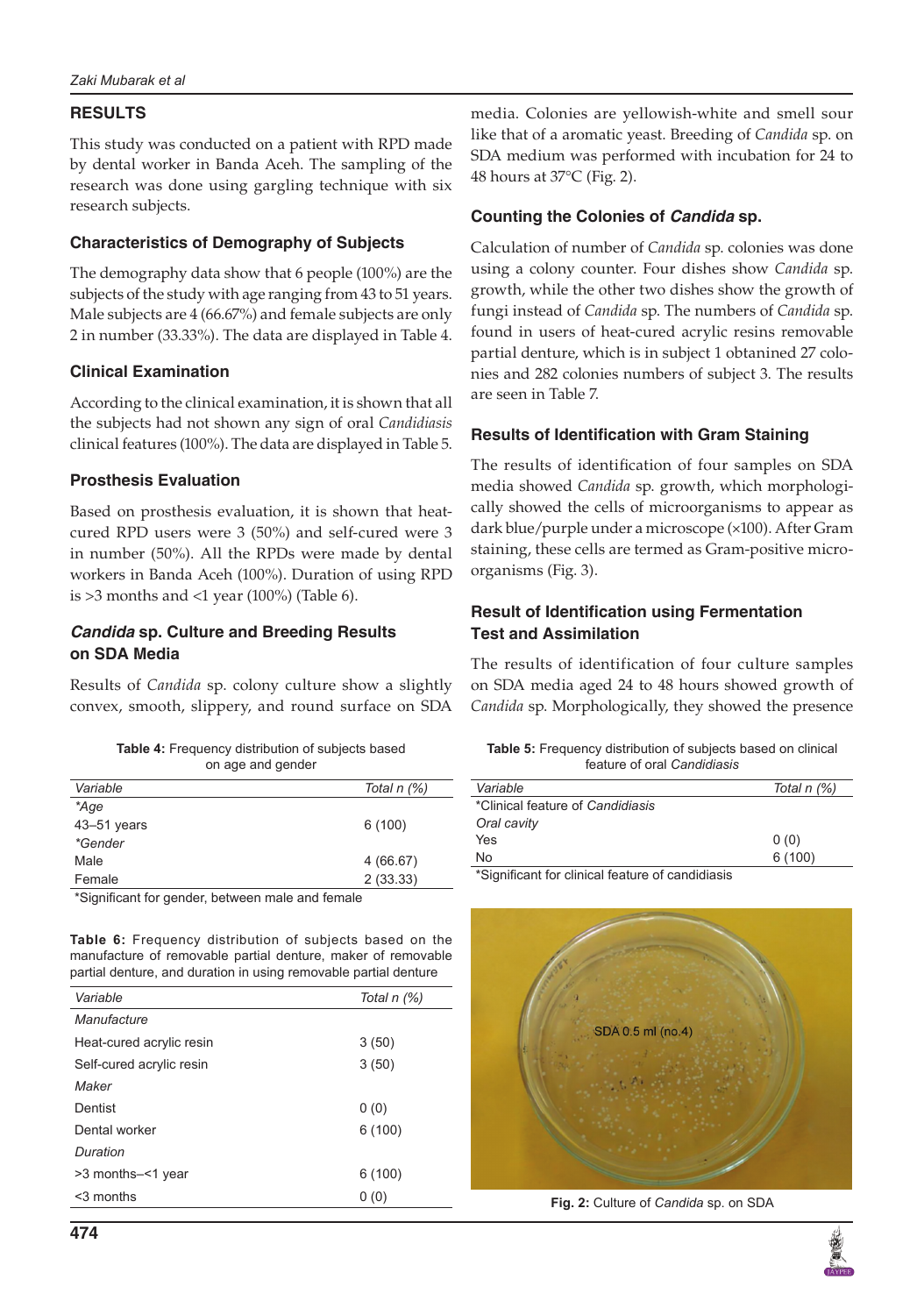## RESULTS

This study was conducted on a patient with RPD made by dental worker in Banda Aceh. The sampling of the research was done using gargling technique with six research subjects.

### Characteristics of Demography of Subjects

The demography data show that 6 people (100%) are the subjects of the study with age ranging from 43 to 51 years. Male subjects are 4 (66.67%) and female subjects are only 2 in number (33.33%). The data are displayed in Table 4.

### Clinical Examination

According to the clinical examination, it is shown that all the subjects had not shown any sign of oral *Candidiasis* clinical features (100%). The data are displayed in Table 5.

### Prosthesis Evaluation

Based on prosthesis evaluation, it is shown that heat-cured RPD users were 3 (50%) and self-cured were 3 in number (50%). All the RPDs were made by dental workers in Banda Aceh (100%). Duration of using RPD is >3 months and <1 year (100%) (Table 6).

### *Candida* sp. Culture and Breeding Results on SDA Media

Results of *Candida* sp. colony culture show a slightly convex, smooth, slippery, and round surface on SDA media. Colonies are yellowish-white and smell sour like that of a aromatic yeast. Breeding of *Candida* sp. on SDA medium was performed with incubation for 24 to 48 hours at 37°C (Fig. 2).

### Counting the Colonies of *Candida* sp.

Calculation of number of *Candida* sp. colonies was done using a colony counter. Four dishes show *Candida* sp. growth, while the other two dishes show the growth of fungi instead of *Candida* sp. The numbers of *Candida* sp. found in users of heat-cured acrylic resins removable partial denture, which is in subject 1 obtained 27 colonies and 282 colonies numbers of subject 3. The results are seen in Table 7.

### Results of Identification with Gram Staining

The results of identification of four samples on SDA media showed *Candida* sp. growth, which morphologically showed the cells of microorganisms to appear as dark blue/purple under a microscope (×100). After Gram staining, these cells are termed as Gram-positive microorganisms (Fig. 3).

### Result of Identification using Fermentation Test and Assimilation

The results of identification of four culture samples on SDA media aged 24 to 48 hours showed growth of *Candida* sp. Morphologically, they showed the presence

**Table 4:** Frequency distribution of subjects based on age and gender

| *Variable* | *Total n (%)* |
|---|---|
| *\*Age* | |
| 43–51 years | 6 (100) |
| *\*Gender* | |
| Male | 4 (66.67) |
| Female | 2 (33.33) |

*Significant for gender, between male and female

**Table 5:** Frequency distribution of subjects based on clinical feature of oral *Candidiasis*

| *Variable* | *Total n (%)* |
|---|---|
| *Clinical feature of *Candidiasis* | |
| *Oral cavity* | |
| Yes | 0 (0) |
| No | 6 (100) |

*Significant for clinical feature of candidiasis

**Table 6:** Frequency distribution of subjects based on the manufacture of removable partial denture, maker of removable partial denture, and duration in using removable partial denture

| *Variable* | *Total n (%)* |
|---|---|
| *Manufacture* | |
| Heat-cured acrylic resin | 3 (50) |
| Self-cured acrylic resin | 3 (50) |
| *Maker* | |
| Dentist | 0 (0) |
| Dental worker | 6 (100) |
| *Duration* | |
| >3 months–<1 year | 6 (100) |
| <3 months | 0 (0) |

SDA 0.5 ml (no.4)

**Fig. 2:** Culture of *Candida* sp. on SDA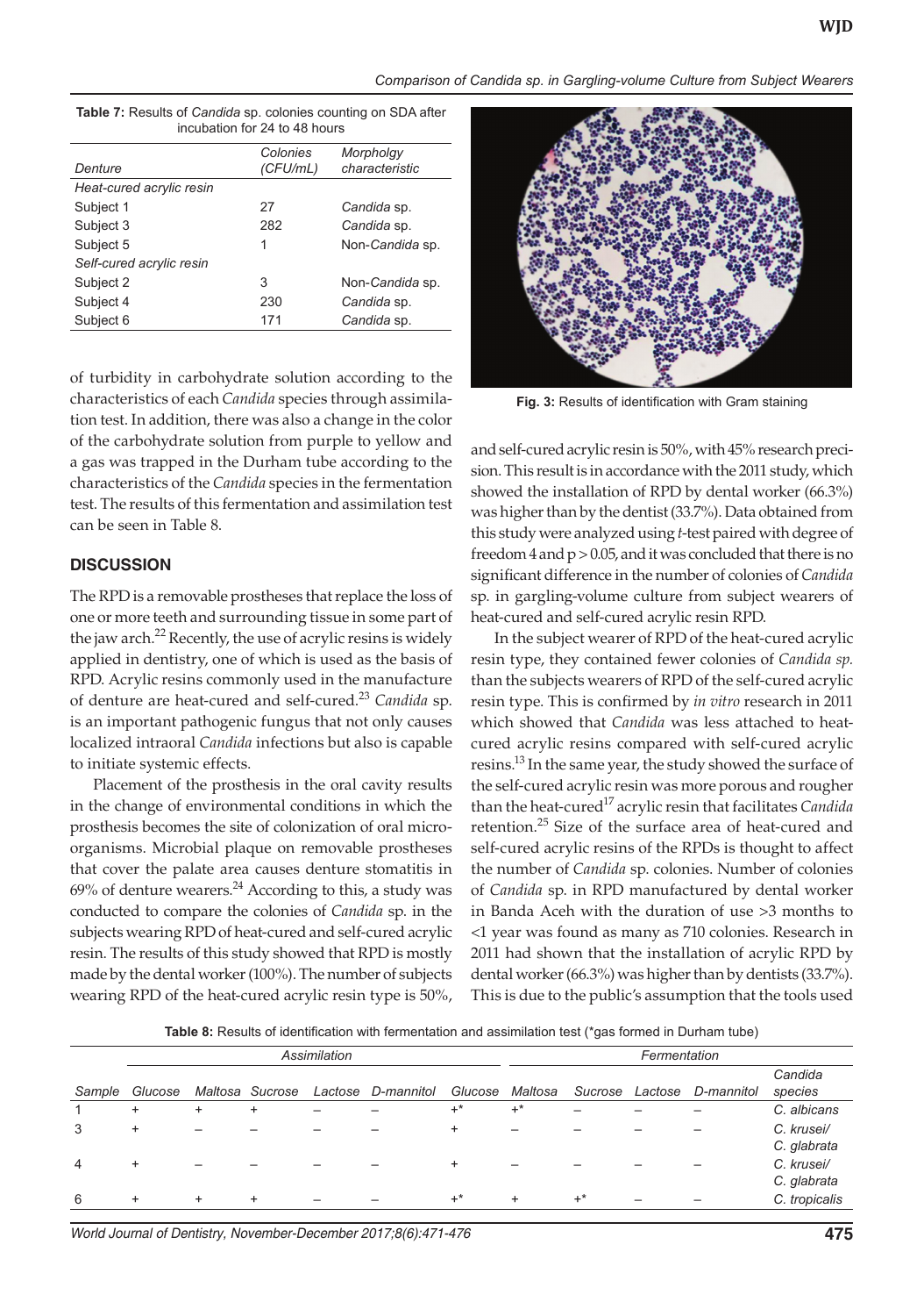**Table 7:** Results of *Candida* sp. colonies counting on SDA after incubation for 24 to 48 hours

| Denture | Colonies (CFU/mL) | Morpholgy characteristic |
|---|---|---|
| *Heat-cured acrylic resin* | | |
| Subject 1 | 27 | *Candida* sp. |
| Subject 3 | 282 | *Candida* sp. |
| Subject 5 | 1 | Non-*Candida* sp. |
| *Self-cured acrylic resin* | | |
| Subject 2 | 3 | Non-*Candida* sp. |
| Subject 4 | 230 | *Candida* sp. |
| Subject 6 | 171 | *Candida* sp. |

of turbidity in carbohydrate solution according to the characteristics of each *Candida* species through assimilation test. In addition, there was also a change in the color of the carbohydrate solution from purple to yellow and a gas was trapped in the Durham tube according to the characteristics of the *Candida* species in the fermentation test. The results of this fermentation and assimilation test can be seen in Table 8.

## DISCUSSION

The RPD is a removable prostheses that replace the loss of one or more teeth and surrounding tissue in some part of the jaw arch.[22] Recently, the use of acrylic resins is widely applied in dentistry, one of which is used as the basis of RPD. Acrylic resins commonly used in the manufacture of denture are heat-cured and self-cured.[23] *Candida* sp. is an important pathogenic fungus that not only causes localized intraoral *Candida* infections but also is capable to initiate systemic effects.

Placement of the prosthesis in the oral cavity results in the change of environmental conditions in which the prosthesis becomes the site of colonization of oral microorganisms. Microbial plaque on removable prostheses that cover the palate area causes denture stomatitis in 69% of denture wearers.[24] According to this, a study was conducted to compare the colonies of *Candida* sp. in the subjects wearing RPD of heat-cured and self-cured acrylic resin. The results of this study showed that RPD is mostly made by the dental worker (100%). The number of subjects wearing RPD of the heat-cured acrylic resin type is 50%, and self-cured acrylic resin is 50%, with 45% research precision. This result is in accordance with the 2011 study, which showed the installation of RPD by dental worker (66.3%) was higher than by the dentist (33.7%). Data obtained from this study were analyzed using *t*-test paired with degree of freedom 4 and $p > 0.05$, and it was concluded that there is no significant difference in the number of colonies of *Candida* sp. in gargling-volume culture from subject wearers of heat-cured and self-cured acrylic resin RPD.

Fig. 3: Results of identification with Gram staining

In the subject wearer of RPD of the heat-cured acrylic resin type, they contained fewer colonies of *Candida sp.* than the subjects wearers of RPD of the self-cured acrylic resin type. This is confirmed by *in vitro* research in 2011 which showed that *Candida* was less attached to heat-cured acrylic resins compared with self-cured acrylic resins.[13] In the same year, the study showed the surface of the self-cured acrylic resin was more porous and rougher than the heat-cured[17] acrylic resin that facilitates *Candida* retention.[25] Size of the surface area of heat-cured and self-cured acrylic resins of the RPDs is thought to affect the number of *Candida* sp. colonies. Number of colonies of *Candida* sp. in RPD manufactured by dental worker in Banda Aceh with the duration of use >3 months to <1 year was found as many as 710 colonies. Research in 2011 had shown that the installation of acrylic RPD by dental worker (66.3%) was higher than by dentists (33.7%). This is due to the public's assumption that the tools used

**Table 8:** Results of identification with fermentation and assimilation test (*gas formed in Durham tube)

| | *Assimilation* | | | | | *Fermentation* | | | | | |
|---|---|---|---|---|---|---|---|---|---|---|---|
| *Sample* | *Glucose* | *Maltosa* | *Sucrose* | *Lactose* | *D-mannitol* | *Glucose* | *Maltosa* | *Sucrose* | *Lactose* | *D-mannitol* | *Candida species* |
| 1 | + | + | + | – | – | +* | +* | – | – | – | *C. albicans* |
| 3 | + | – | – | – | – | + | – | – | – | – | *C. krusei/ C. glabrata* |
| 4 | + | – | – | – | – | + | – | – | – | – | *C. krusei/ C. glabrata* |
| 6 | + | + | + | – | – | +* | + | +* | – | – | *C. tropicalis* |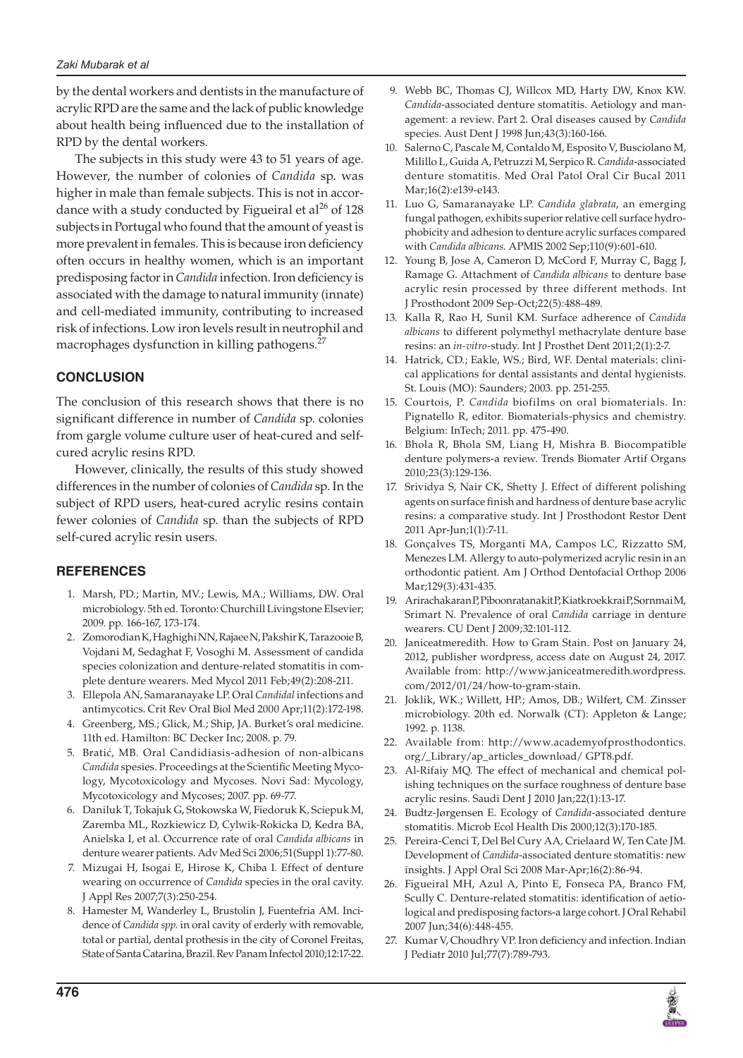by the dental workers and dentists in the manufacture of acrylic RPD are the same and the lack of public knowledge about health being influenced due to the installation of RPD by the dental workers.

The subjects in this study were 43 to 51 years of age. However, the number of colonies of *Candida* sp. was higher in male than female subjects. This is not in accordance with a study conducted by Figueiral et al[26] of 128 subjects in Portugal who found that the amount of yeast is more prevalent in females. This is because iron deficiency often occurs in healthy women, which is an important predisposing factor in *Candida* infection. Iron deficiency is associated with the damage to natural immunity (innate) and cell-mediated immunity, contributing to increased risk of infections. Low iron levels result in neutrophil and macrophages dysfunction in killing pathogens.[27]

## CONCLUSION

The conclusion of this research shows that there is no significant difference in number of *Candida* sp. colonies from gargle volume culture user of heat-cured and self-cured acrylic resins RPD.

However, clinically, the results of this study showed differences in the number of colonies of *Candida* sp. In the subject of RPD users, heat-cured acrylic resins contain fewer colonies of *Candida* sp. than the subjects of RPD self-cured acrylic resin users.

## REFERENCES

1. Marsh, PD.; Martin, MV.; Lewis, MA.; Williams, DW. Oral microbiology. 5th ed. Toronto: Churchill Livingstone Elsevier; 2009. pp. 166-167, 173-174.
2. Zomorodian K, Haghighi NN, Rajaee N, Pakshir K, Tarazooie B, Vojdani M, Sedaghat F, Vosoghi M. Assessment of candida species colonization and denture-related stomatitis in complete denture wearers. Med Mycol 2011 Feb;49(2):208-211.
3. Ellepola AN, Samaranayake LP. Oral *Candidal* infections and antimycotics. Crit Rev Oral Biol Med 2000 Apr;11(2):172-198.
4. Greenberg, MS.; Glick, M.; Ship, JA. Burket's oral medicine. 11th ed. Hamilton: BC Decker Inc; 2008. p. 79.
5. Bratić, MB. Oral Candidiasis-adhesion of non-albicans *Candida* spesies. Proceedings at the Scientific Meeting Mycology, Mycotoxicology and Mycoses. Novi Sad: Mycology, Mycotoxicology and Mycoses; 2007. pp. 69-77.
6. Daniluk T, Tokajuk G, Stokowska W, Fiedoruk K, Sciepuk M, Zaremba ML, Rozkiewicz D, Cylwik-Rokicka D, Kedra BA, Anielska I, et al. Occurrence rate of oral *Candida albicans* in denture wearer patients. Adv Med Sci 2006;51(Suppl 1):77-80.
7. Mizugai H, Isogai E, Hirose K, Chiba I. Effect of denture wearing on occurrence of *Candida* species in the oral cavity. J Appl Res 2007;7(3):250-254.
8. Hamester M, Wanderley L, Brustolin J, Fuentefria AM. Incidence of *Candida spp.* in oral cavity of elderly with removable, total or partial, dental prothesis in the city of Coronel Freitas, State of Santa Catarina, Brazil. Rev Panam Infectol 2010;12:17-22.
9. Webb BC, Thomas CJ, Willcox MD, Harty DW, Knox KW. *Candida*-associated denture stomatitis. Aetiology and management: a review. Part 2. Oral diseases caused by *Candida* species. Aust Dent J 1998 Jun;43(3):160-166.
10. Salerno C, Pascale M, Contaldo M, Esposito V, Busciolano M, Milillo L, Guida A, Petruzzi M, Serpico R. *Candida*-associated denture stomatitis. Med Oral Patol Oral Cir Bucal 2011 Mar;16(2):e139-e143.
11. Luo G, Samaranayake LP. *Candida glabrata*, an emerging fungal pathogen, exhibits superior relative cell surface hydrophobicity and adhesion to denture acrylic surfaces compared with *Candida albicans*. APMIS 2002 Sep;110(9):601-610.
12. Young B, Jose A, Cameron D, McCord F, Murray C, Bagg J, Ramage G. Attachment of *Candida albicans* to denture base acrylic resin processed by three different methods. Int J Prosthodont 2009 Sep-Oct;22(5):488-489.
13. Kalla R, Rao H, Sunil KM. Surface adherence of *Candida albicans* to different polymethyl methacrylate denture base resins: an *in-vitro*-study. Int J Prosthet Dent 2011;2(1):2-7.
14. Hatrick, CD.; Eakle, WS.; Bird, WF. Dental materials: clinical applications for dental assistants and dental hygienists. St. Louis (MO): Saunders; 2003. pp. 251-255.
15. Courtois, P. *Candida* biofilms on oral biomaterials. In: Pignatello R, editor. Biomaterials-physics and chemistry. Belgium: InTech; 2011. pp. 475-490.
16. Bhola R, Bhola SM, Liang H, Mishra B. Biocompatible denture polymers-a review. Trends Biomater Artif Organs 2010;23(3):129-136.
17. Srividya S, Nair CK, Shetty J. Effect of different polishing agents on surface finish and hardness of denture base acrylic resins: a comparative study. Int J Prosthodont Restor Dent 2011 Apr-Jun;1(1):7-11.
18. Gonçalves TS, Morganti MA, Campos LC, Rizzatto SM, Menezes LM. Allergy to auto-polymerized acrylic resin in an orthodontic patient. Am J Orthod Dentofacial Orthop 2006 Mar;129(3):431-435.
19. Arirachakaran P, Piboonratanakit P, Kiatkroekkrai P, Sornmai M, Srimart N. Prevalence of oral *Candida* carriage in denture wearers. CU Dent J 2009;32:101-112.
20. Janiceatmeredith. How to Gram Stain. Post on January 24, 2012, publisher wordpress, access date on August 24, 2017. Available from: http://www.janiceatmeredith.wordpress.com/2012/01/24/how-to-gram-stain.
21. Joklik, WK.; Willett, HP.; Amos, DB.; Wilfert, CM. Zinsser microbiology. 20th ed. Norwalk (CT): Appleton & Lange; 1992. p. 1138.
22. Available from: http://www.academyofprosthodontics.org/_Library/ap_articles_download/ GPT8.pdf.
23. Al-Rifaiy MQ. The effect of mechanical and chemical polishing techniques on the surface roughness of denture base acrylic resins. Saudi Dent J 2010 Jan;22(1):13-17.
24. Budtz-Jørgensen E. Ecology of *Candida*-associated denture stomatitis. Microb Ecol Health Dis 2000;12(3):170-185.
25. Pereira-Cenci T, Del Bel Cury AA, Crielaard W, Ten Cate JM. Development of *Candida*-associated denture stomatitis: new insights. J Appl Oral Sci 2008 Mar-Apr;16(2):86-94.
26. Figueiral MH, Azul A, Pinto E, Fonseca PA, Branco FM, Scully C. Denture-related stomatitis: identification of aetiological and predisposing factors-a large cohort. J Oral Rehabil 2007 Jun;34(6):448-455.
27. Kumar V, Choudhry VP. Iron deficiency and infection. Indian J Pediatr 2010 Jul;77(7):789-793.